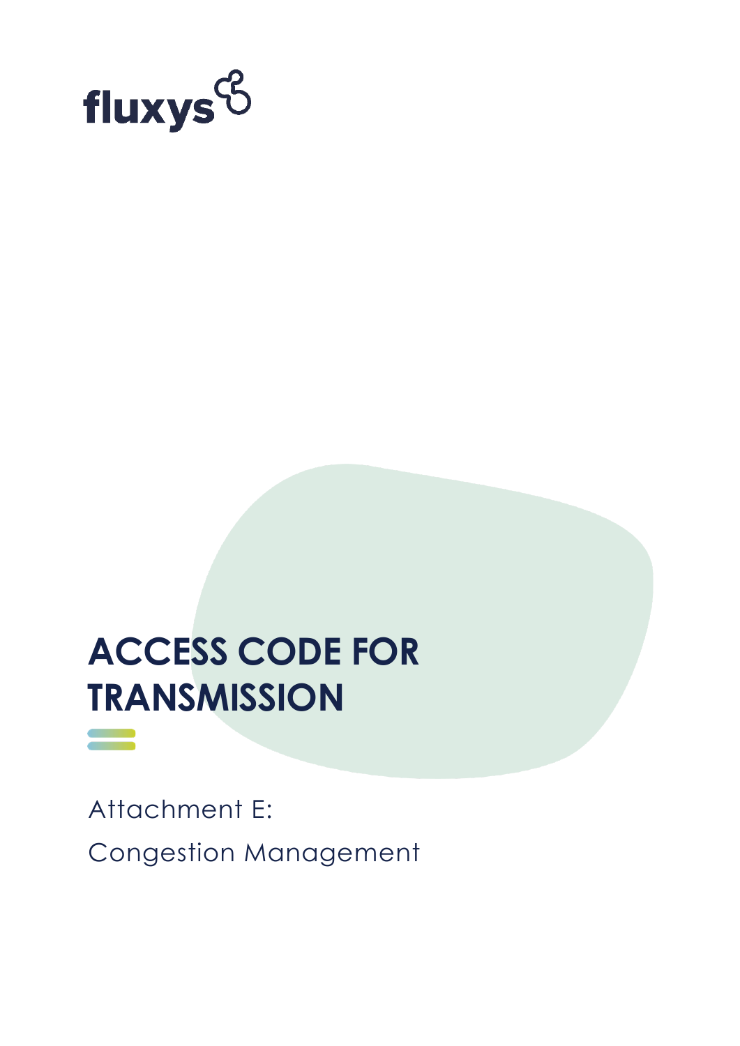fluxys

# ACCESS CODE FOR TRANSMISSION

Attachment E:

Congestion Management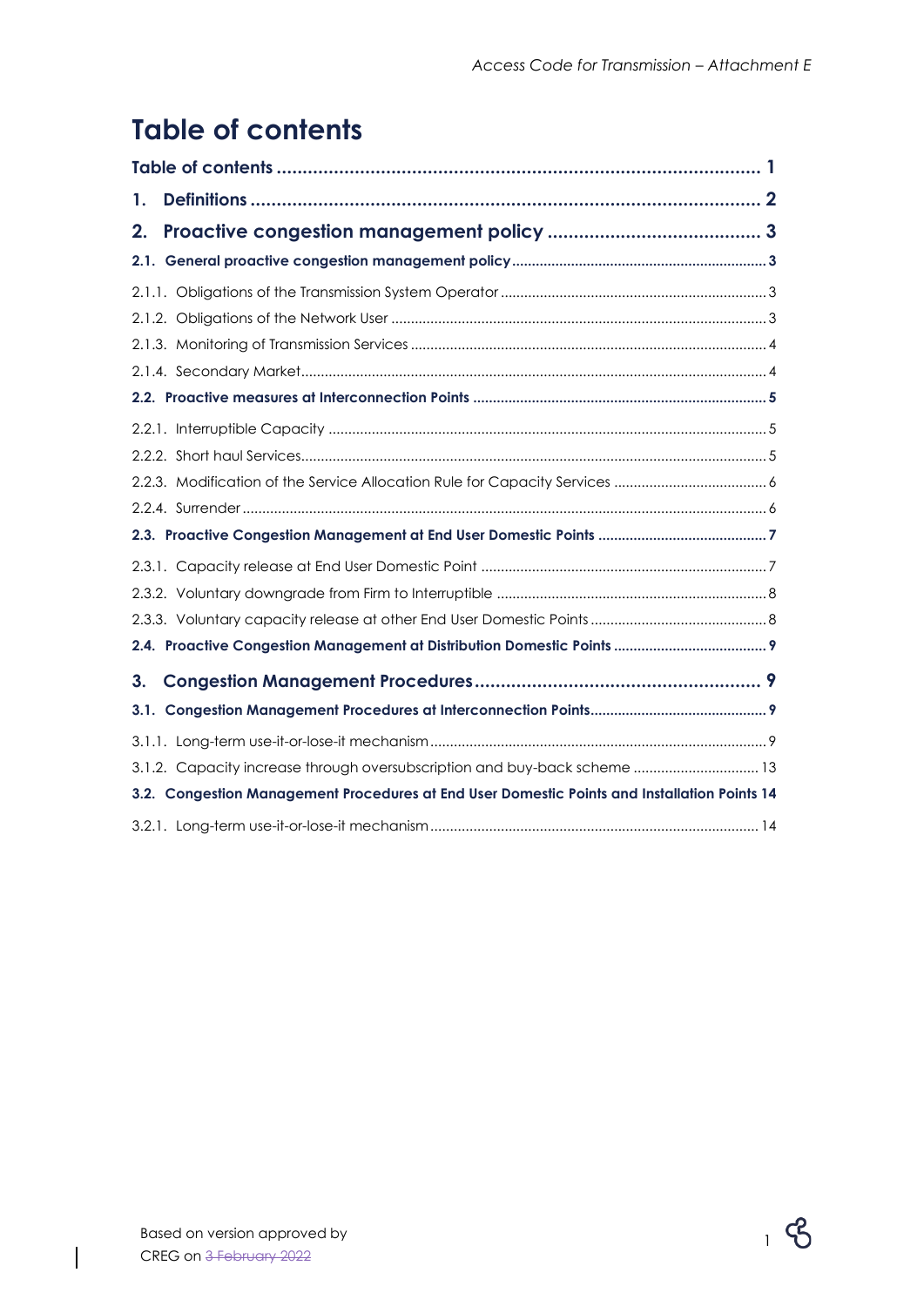# Table of contents

Table of contents ..... 1

1. Definitions ..... 2

2. Proactive congestion management policy ..... 3

2.1. General proactive congestion management policy ..... 3

2.1.1. Obligations of the Transmission System Operator ..... 3

2.1.2. Obligations of the Network User ..... 3

2.1.3. Monitoring of Transmission Services ..... 4

2.1.4. Secondary Market ..... 4

2.2. Proactive measures at Interconnection Points ..... 5

2.2.1. Interruptible Capacity ..... 5

2.2.2. Short haul Services ..... 5

2.2.3. Modification of the Service Allocation Rule for Capacity Services ..... 6

2.2.4. Surrender ..... 6

2.3. Proactive Congestion Management at End User Domestic Points ..... 7

2.3.1. Capacity release at End User Domestic Point ..... 7

2.3.2. Voluntary downgrade from Firm to Interruptible ..... 8

2.3.3. Voluntary capacity release at other End User Domestic Points ..... 8

2.4. Proactive Congestion Management at Distribution Domestic Points ..... 9

3. Congestion Management Procedures ..... 9

3.1. Congestion Management Procedures at Interconnection Points ..... 9

3.1.1. Long-term use-it-or-lose-it mechanism ..... 9

3.1.2. Capacity increase through oversubscription and buy-back scheme ..... 13

3.2. Congestion Management Procedures at End User Domestic Points and Installation Points 14

3.2.1. Long-term use-it-or-lose-it mechanism ..... 14

Based on version approved by CREG on ~~3 February 2022~~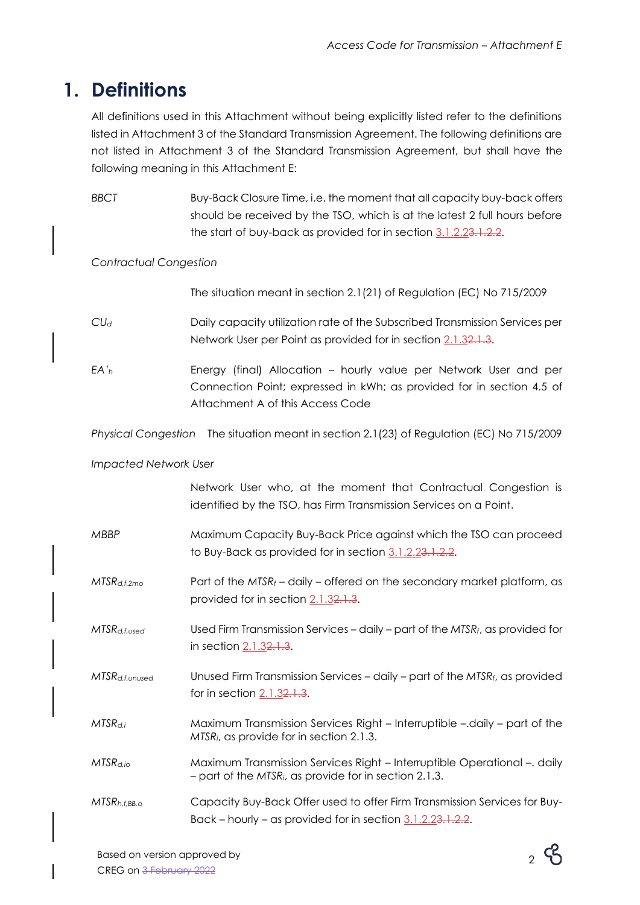# 1. Definitions

All definitions used in this Attachment without being explicitly listed refer to the definitions listed in Attachment 3 of the Standard Transmission Agreement. The following definitions are not listed in Attachment 3 of the Standard Transmission Agreement, but shall have the following meaning in this Attachment E:

*BBCT* Buy-Back Closure Time, i.e. the moment that all capacity buy-back offers should be received by the TSO, which is at the latest 2 full hours before the start of buy-back as provided for in section 3.1.2.2~~3.1.2.2~~.

*Contractual Congestion*

The situation meant in section 2.1(21) of Regulation (EC) No 715/2009

$CU_d$ Daily capacity utilization rate of the Subscribed Transmission Services per Network User per Point as provided for in section 2.1.3~~2.1.3~~.

$EA'_h$ Energy (final) Allocation – hourly value per Network User and per Connection Point; expressed in kWh; as provided for in section 4.5 of Attachment A of this Access Code

*Physical Congestion* The situation meant in section 2.1(23) of Regulation (EC) No 715/2009

*Impacted Network User*

Network User who, at the moment that Contractual Congestion is identified by the TSO, has Firm Transmission Services on a Point.

*MBBP* Maximum Capacity Buy-Back Price against which the TSO can proceed to Buy-Back as provided for in section 3.1.2.2~~3.1.2.2~~.

$MTSR_{d,f,2mo}$ Part of the $MTSR_f$ – daily – offered on the secondary market platform, as provided for in section 2.1.3~~2.1.3~~.

$MTSR_{d,f,used}$ Used Firm Transmission Services – daily – part of the $MTSR_f$, as provided for in section 2.1.3~~2.1.3~~.

$MTSR_{d,f,unused}$ Unused Firm Transmission Services – daily – part of the $MTSR_f$, as provided for in section 2.1.3~~2.1.3~~.

$MTSR_{d,i}$ Maximum Transmission Services Right – Interruptible –.daily – part of the $MTSR_i$, as provide for in section 2.1.3.

$MTSR_{d,io}$ Maximum Transmission Services Right – Interruptible Operational –. daily – part of the $MTSR_i$, as provide for in section 2.1.3.

$MTSR_{h,f,BB,o}$ Capacity Buy-Back Offer used to offer Firm Transmission Services for Buy-Back – hourly – as provided for in section 3.1.2.2~~3.1.2.2~~.

Based on version approved by CREG on ~~3 February 2022~~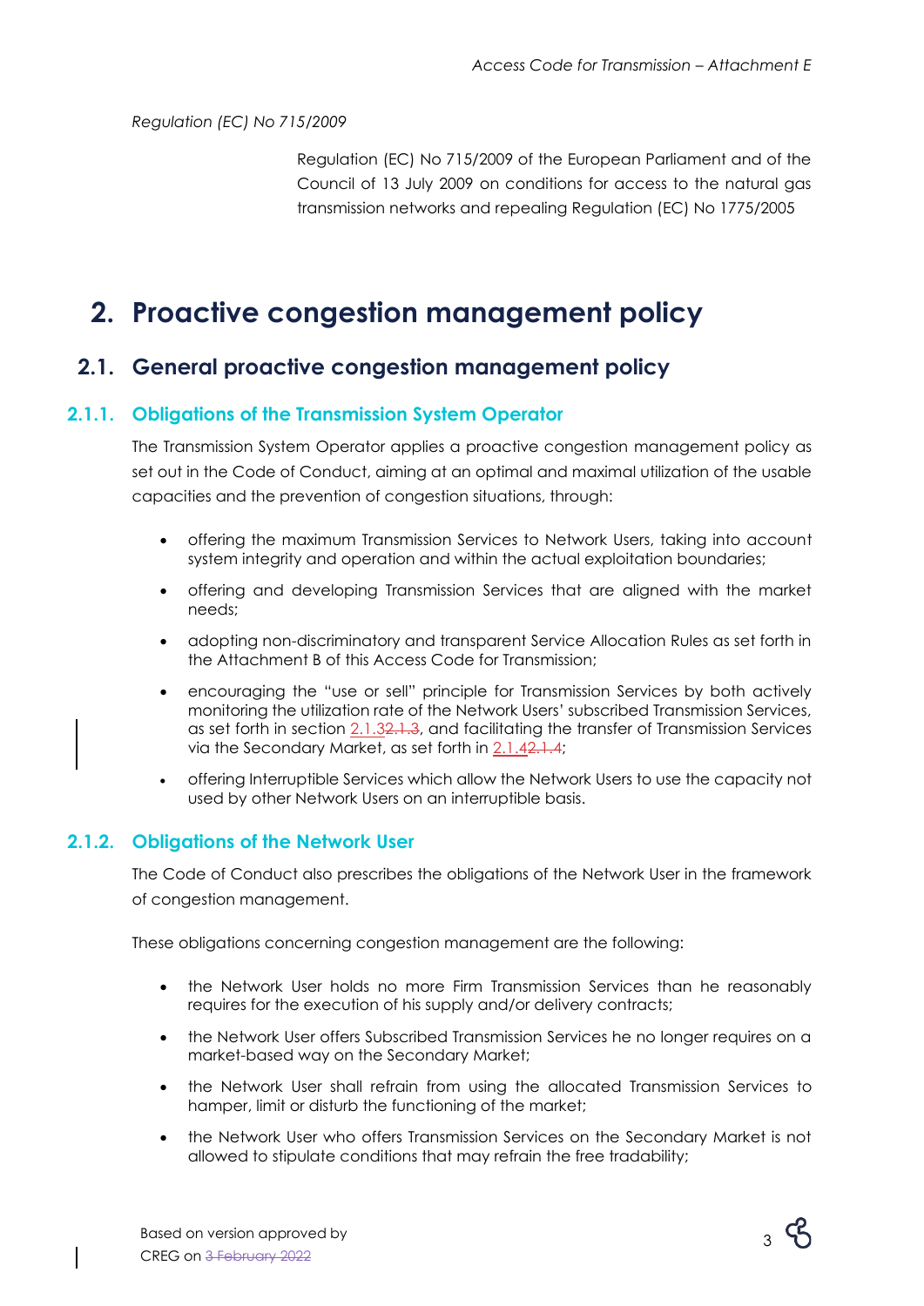*Regulation (EC) No 715/2009*

Regulation (EC) No 715/2009 of the European Parliament and of the Council of 13 July 2009 on conditions for access to the natural gas transmission networks and repealing Regulation (EC) No 1775/2005

# 2. Proactive congestion management policy

## 2.1. General proactive congestion management policy

### 2.1.1. Obligations of the Transmission System Operator

The Transmission System Operator applies a proactive congestion management policy as set out in the Code of Conduct, aiming at an optimal and maximal utilization of the usable capacities and the prevention of congestion situations, through:

- offering the maximum Transmission Services to Network Users, taking into account system integrity and operation and within the actual exploitation boundaries;
- offering and developing Transmission Services that are aligned with the market needs;
- adopting non-discriminatory and transparent Service Allocation Rules as set forth in the Attachment B of this Access Code for Transmission;
- encouraging the "use or sell" principle for Transmission Services by both actively monitoring the utilization rate of the Network Users' subscribed Transmission Services, as set forth in section 2.1.3~~2.1.3~~, and facilitating the transfer of Transmission Services via the Secondary Market, as set forth in 2.1.4~~2.1.4~~;
- offering Interruptible Services which allow the Network Users to use the capacity not used by other Network Users on an interruptible basis.

### 2.1.2. Obligations of the Network User

The Code of Conduct also prescribes the obligations of the Network User in the framework of congestion management.

These obligations concerning congestion management are the following:

- the Network User holds no more Firm Transmission Services than he reasonably requires for the execution of his supply and/or delivery contracts;
- the Network User offers Subscribed Transmission Services he no longer requires on a market-based way on the Secondary Market;
- the Network User shall refrain from using the allocated Transmission Services to hamper, limit or disturb the functioning of the market;
- the Network User who offers Transmission Services on the Secondary Market is not allowed to stipulate conditions that may refrain the free tradability;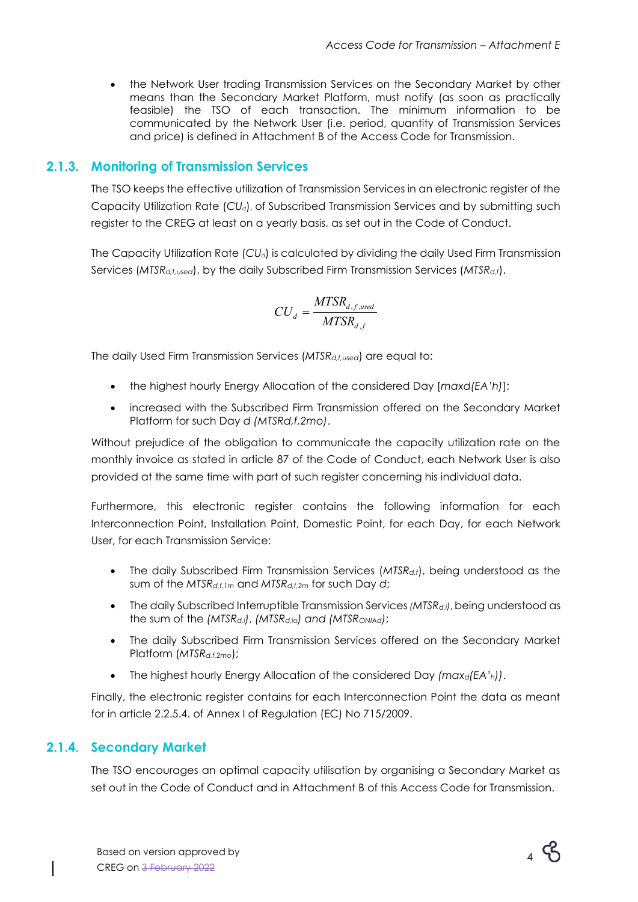- the Network User trading Transmission Services on the Secondary Market by other means than the Secondary Market Platform, must notify (as soon as practically feasible) the TSO of each transaction. The minimum information to be communicated by the Network User (i.e. period, quantity of Transmission Services and price) is defined in Attachment B of the Access Code for Transmission.

### 2.1.3. Monitoring of Transmission Services

The TSO keeps the effective utilization of Transmission Services in an electronic register of the Capacity Utilization Rate ($CU_d$), of Subscribed Transmission Services and by submitting such register to the CREG at least on a yearly basis, as set out in the Code of Conduct.

The Capacity Utilization Rate ($CU_d$) is calculated by dividing the daily Used Firm Transmission Services ($MTSR_{d,f,used}$), by the daily Subscribed Firm Transmission Services ($MTSR_{d,f}$).

$$CU_d = \frac{MTSR_{d,f,used}}{MTSR_{d,f}}$$

The daily Used Firm Transmission Services ($MTSR_{d,f,used}$) are equal to:

- the highest hourly Energy Allocation of the considered Day [*maxd(EA'h)*];
- increased with the Subscribed Firm Transmission offered on the Secondary Market Platform for such Day *d (MTSRd,f,2mo)*.

Without prejudice of the obligation to communicate the capacity utilization rate on the monthly invoice as stated in article 87 of the Code of Conduct, each Network User is also provided at the same time with part of such register concerning his individual data.

Furthermore, this electronic register contains the following information for each Interconnection Point, Installation Point, Domestic Point, for each Day, for each Network User, for each Transmission Service:

- The daily Subscribed Firm Transmission Services ($MTSR_{d,f}$), being understood as the sum of the $MTSR_{d,f,1m}$ and $MTSR_{d,f,2m}$ for such Day *d*;
- The daily Subscribed Interruptible Transmission Services ($MTSR_{d,i}$), being understood as the sum of the ($MTSR_{d,i}$), ($MTSR_{d,io}$) and ($MTSR_{ONIAd}$);
- The daily Subscribed Firm Transmission Services offered on the Secondary Market Platform ($MTSR_{d,f,2mo}$);
- The highest hourly Energy Allocation of the considered Day ($max_d(EA'_h)$).

Finally, the electronic register contains for each Interconnection Point the data as meant for in article 2.2.5.4. of Annex I of Regulation (EC) No 715/2009.

### 2.1.4. Secondary Market

The TSO encourages an optimal capacity utilisation by organising a Secondary Market as set out in the Code of Conduct and in Attachment B of this Access Code for Transmission.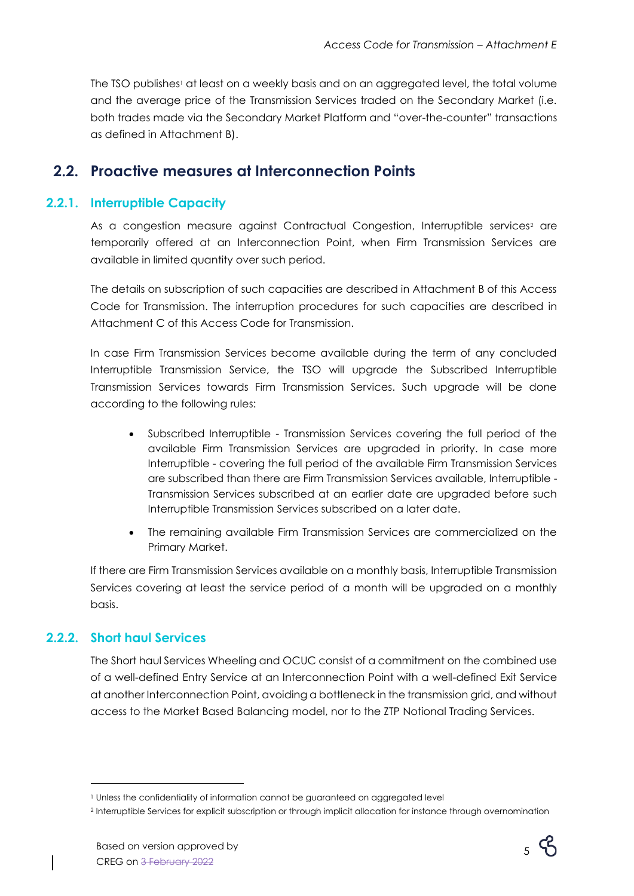The TSO publishes[1] at least on a weekly basis and on an aggregated level, the total volume and the average price of the Transmission Services traded on the Secondary Market (i.e. both trades made via the Secondary Market Platform and "over-the-counter" transactions as defined in Attachment B).

## 2.2. Proactive measures at Interconnection Points

### 2.2.1. Interruptible Capacity

As a congestion measure against Contractual Congestion, Interruptible services[2] are temporarily offered at an Interconnection Point, when Firm Transmission Services are available in limited quantity over such period.

The details on subscription of such capacities are described in Attachment B of this Access Code for Transmission. The interruption procedures for such capacities are described in Attachment C of this Access Code for Transmission.

In case Firm Transmission Services become available during the term of any concluded Interruptible Transmission Service, the TSO will upgrade the Subscribed Interruptible Transmission Services towards Firm Transmission Services. Such upgrade will be done according to the following rules:

- Subscribed Interruptible - Transmission Services covering the full period of the available Firm Transmission Services are upgraded in priority. In case more Interruptible - covering the full period of the available Firm Transmission Services are subscribed than there are Firm Transmission Services available, Interruptible - Transmission Services subscribed at an earlier date are upgraded before such Interruptible Transmission Services subscribed on a later date.
- The remaining available Firm Transmission Services are commercialized on the Primary Market.

If there are Firm Transmission Services available on a monthly basis, Interruptible Transmission Services covering at least the service period of a month will be upgraded on a monthly basis.

### 2.2.2. Short haul Services

The Short haul Services Wheeling and OCUC consist of a commitment on the combined use of a well-defined Entry Service at an Interconnection Point with a well-defined Exit Service at another Interconnection Point, avoiding a bottleneck in the transmission grid, and without access to the Market Based Balancing model, nor to the ZTP Notional Trading Services.

---

[1] Unless the confidentiality of information cannot be guaranteed on aggregated level

[2] Interruptible Services for explicit subscription or through implicit allocation for instance through overnomination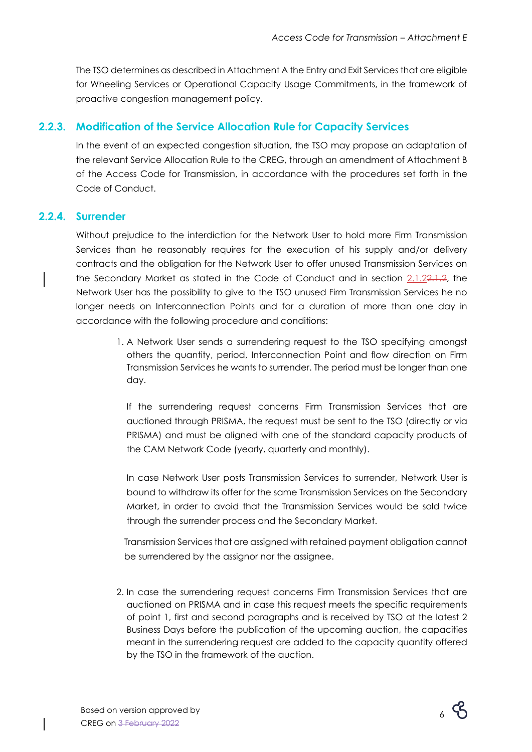The TSO determines as described in Attachment A the Entry and Exit Services that are eligible for Wheeling Services or Operational Capacity Usage Commitments, in the framework of proactive congestion management policy.

### 2.2.3. Modification of the Service Allocation Rule for Capacity Services

In the event of an expected congestion situation, the TSO may propose an adaptation of the relevant Service Allocation Rule to the CREG, through an amendment of Attachment B of the Access Code for Transmission, in accordance with the procedures set forth in the Code of Conduct.

### 2.2.4. Surrender

Without prejudice to the interdiction for the Network User to hold more Firm Transmission Services than he reasonably requires for the execution of his supply and/or delivery contracts and the obligation for the Network User to offer unused Transmission Services on the Secondary Market as stated in the Code of Conduct and in section 2.1.2~~2.1.2~~, the Network User has the possibility to give to the TSO unused Firm Transmission Services he no longer needs on Interconnection Points and for a duration of more than one day in accordance with the following procedure and conditions:

1. A Network User sends a surrendering request to the TSO specifying amongst others the quantity, period, Interconnection Point and flow direction on Firm Transmission Services he wants to surrender. The period must be longer than one day.

   If the surrendering request concerns Firm Transmission Services that are auctioned through PRISMA, the request must be sent to the TSO (directly or via PRISMA) and must be aligned with one of the standard capacity products of the CAM Network Code (yearly, quarterly and monthly).

   In case Network User posts Transmission Services to surrender, Network User is bound to withdraw its offer for the same Transmission Services on the Secondary Market, in order to avoid that the Transmission Services would be sold twice through the surrender process and the Secondary Market.

   Transmission Services that are assigned with retained payment obligation cannot be surrendered by the assignor nor the assignee.

2. In case the surrendering request concerns Firm Transmission Services that are auctioned on PRISMA and in case this request meets the specific requirements of point 1, first and second paragraphs and is received by TSO at the latest 2 Business Days before the publication of the upcoming auction, the capacities meant in the surrendering request are added to the capacity quantity offered by the TSO in the framework of the auction.

Based on version approved by CREG on ~~3 February 2022~~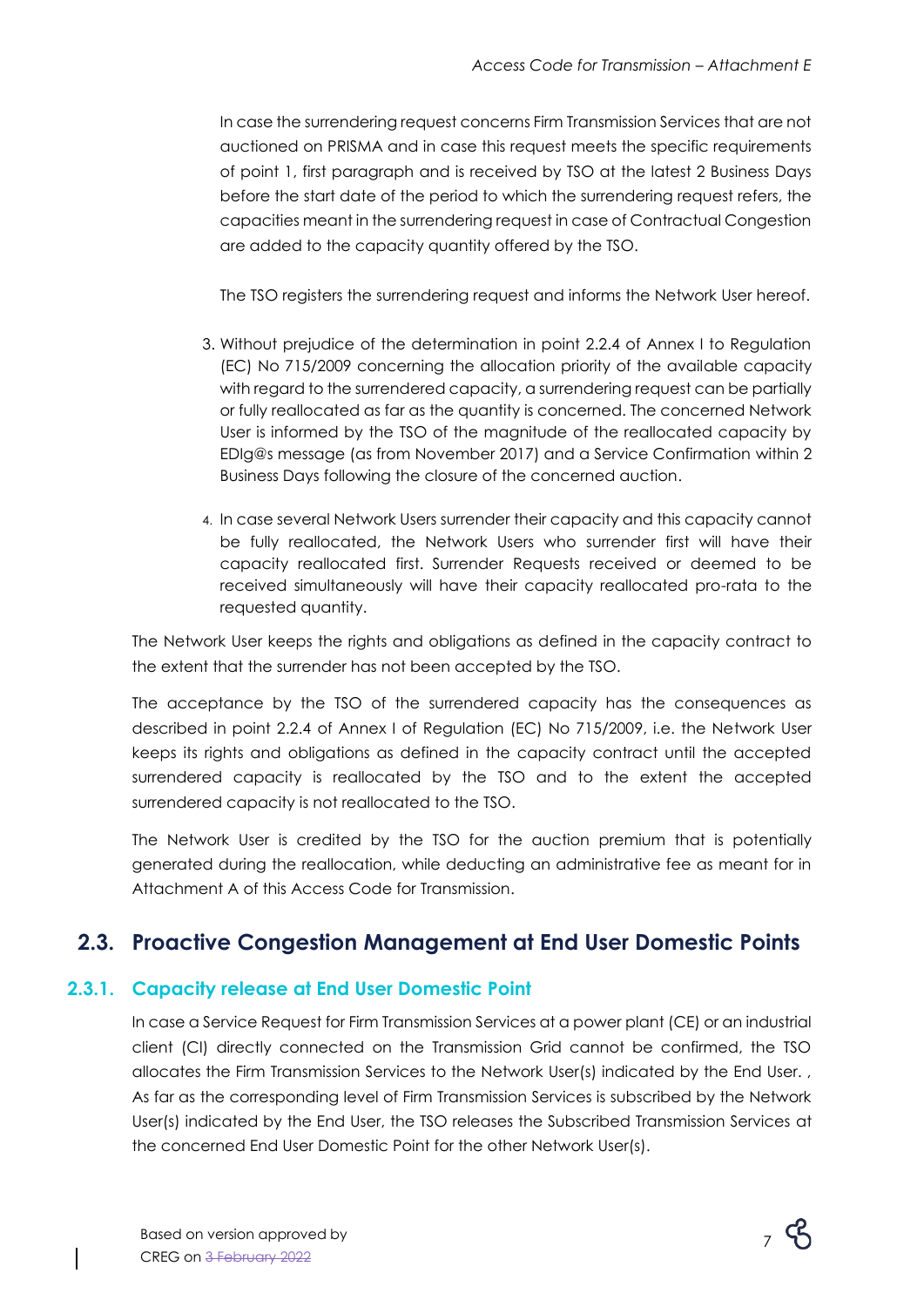In case the surrendering request concerns Firm Transmission Services that are not auctioned on PRISMA and in case this request meets the specific requirements of point 1, first paragraph and is received by TSO at the latest 2 Business Days before the start date of the period to which the surrendering request refers, the capacities meant in the surrendering request in case of Contractual Congestion are added to the capacity quantity offered by the TSO.

The TSO registers the surrendering request and informs the Network User hereof.

3. Without prejudice of the determination in point 2.2.4 of Annex I to Regulation (EC) No 715/2009 concerning the allocation priority of the available capacity with regard to the surrendered capacity, a surrendering request can be partially or fully reallocated as far as the quantity is concerned. The concerned Network User is informed by the TSO of the magnitude of the reallocated capacity by EDIg@s message (as from November 2017) and a Service Confirmation within 2 Business Days following the closure of the concerned auction.

4. In case several Network Users surrender their capacity and this capacity cannot be fully reallocated, the Network Users who surrender first will have their capacity reallocated first. Surrender Requests received or deemed to be received simultaneously will have their capacity reallocated pro-rata to the requested quantity.

The Network User keeps the rights and obligations as defined in the capacity contract to the extent that the surrender has not been accepted by the TSO.

The acceptance by the TSO of the surrendered capacity has the consequences as described in point 2.2.4 of Annex I of Regulation (EC) No 715/2009, i.e. the Network User keeps its rights and obligations as defined in the capacity contract until the accepted surrendered capacity is reallocated by the TSO and to the extent the accepted surrendered capacity is not reallocated to the TSO.

The Network User is credited by the TSO for the auction premium that is potentially generated during the reallocation, while deducting an administrative fee as meant for in Attachment A of this Access Code for Transmission.

## 2.3. Proactive Congestion Management at End User Domestic Points

### 2.3.1. Capacity release at End User Domestic Point

In case a Service Request for Firm Transmission Services at a power plant (CE) or an industrial client (CI) directly connected on the Transmission Grid cannot be confirmed, the TSO allocates the Firm Transmission Services to the Network User(s) indicated by the End User. , As far as the corresponding level of Firm Transmission Services is subscribed by the Network User(s) indicated by the End User, the TSO releases the Subscribed Transmission Services at the concerned End User Domestic Point for the other Network User(s).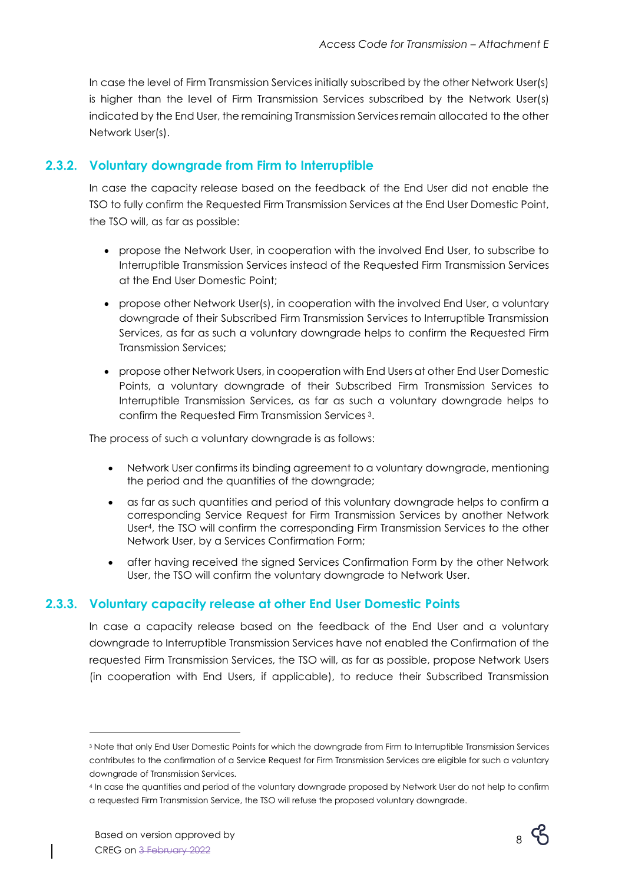In case the level of Firm Transmission Services initially subscribed by the other Network User(s) is higher than the level of Firm Transmission Services subscribed by the Network User(s) indicated by the End User, the remaining Transmission Services remain allocated to the other Network User(s).

### 2.3.2. Voluntary downgrade from Firm to Interruptible

In case the capacity release based on the feedback of the End User did not enable the TSO to fully confirm the Requested Firm Transmission Services at the End User Domestic Point, the TSO will, as far as possible:

- propose the Network User, in cooperation with the involved End User, to subscribe to Interruptible Transmission Services instead of the Requested Firm Transmission Services at the End User Domestic Point;
- propose other Network User(s), in cooperation with the involved End User, a voluntary downgrade of their Subscribed Firm Transmission Services to Interruptible Transmission Services, as far as such a voluntary downgrade helps to confirm the Requested Firm Transmission Services;
- propose other Network Users, in cooperation with End Users at other End User Domestic Points, a voluntary downgrade of their Subscribed Firm Transmission Services to Interruptible Transmission Services, as far as such a voluntary downgrade helps to confirm the Requested Firm Transmission Services [3].

The process of such a voluntary downgrade is as follows:

- Network User confirms its binding agreement to a voluntary downgrade, mentioning the period and the quantities of the downgrade;
- as far as such quantities and period of this voluntary downgrade helps to confirm a corresponding Service Request for Firm Transmission Services by another Network User[4], the TSO will confirm the corresponding Firm Transmission Services to the other Network User, by a Services Confirmation Form;
- after having received the signed Services Confirmation Form by the other Network User, the TSO will confirm the voluntary downgrade to Network User.

### 2.3.3. Voluntary capacity release at other End User Domestic Points

In case a capacity release based on the feedback of the End User and a voluntary downgrade to Interruptible Transmission Services have not enabled the Confirmation of the requested Firm Transmission Services, the TSO will, as far as possible, propose Network Users (in cooperation with End Users, if applicable), to reduce their Subscribed Transmission

---

[3] Note that only End User Domestic Points for which the downgrade from Firm to Interruptible Transmission Services contributes to the confirmation of a Service Request for Firm Transmission Services are eligible for such a voluntary downgrade of Transmission Services.

[4] In case the quantities and period of the voluntary downgrade proposed by Network User do not help to confirm a requested Firm Transmission Service, the TSO will refuse the proposed voluntary downgrade.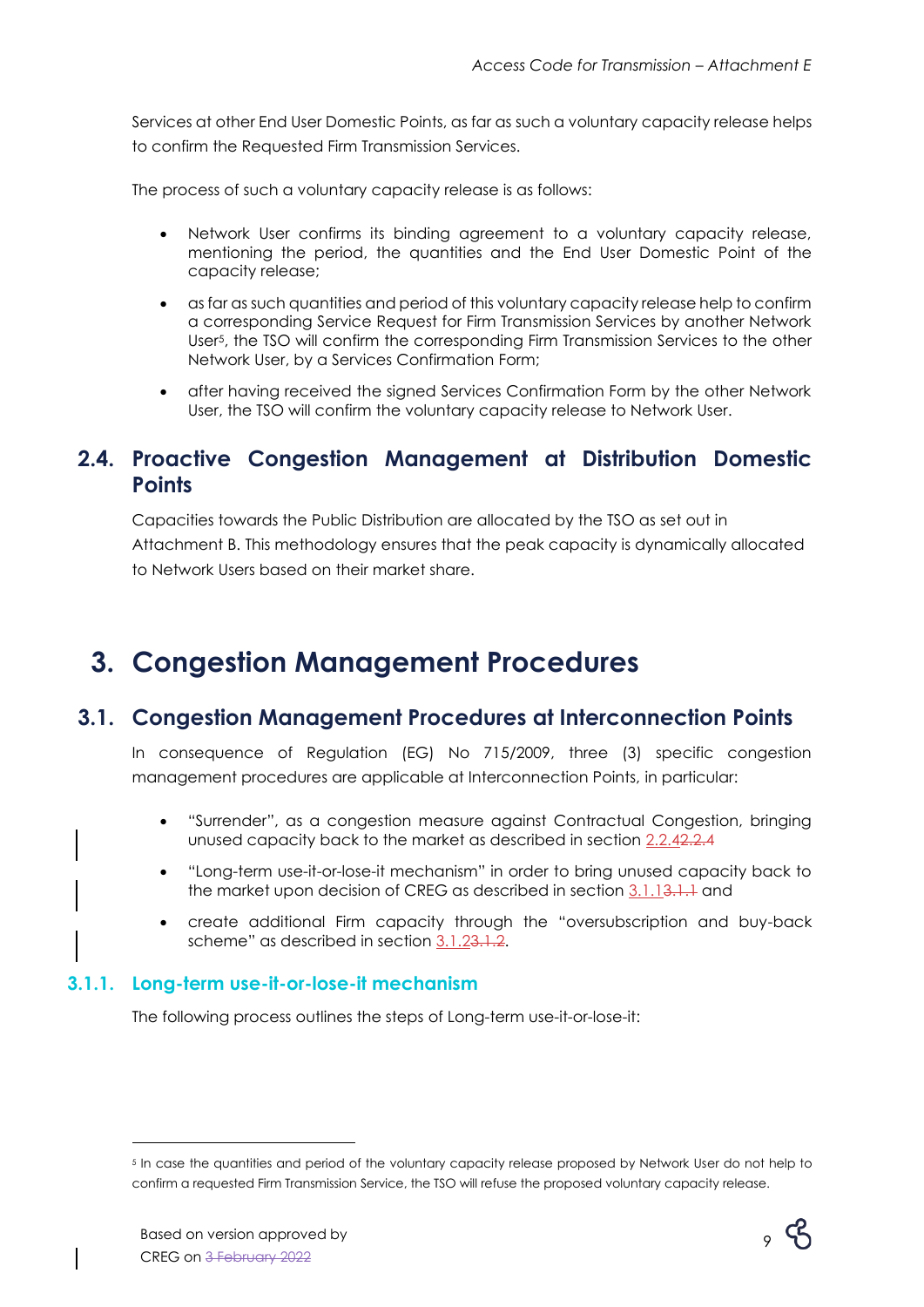Services at other End User Domestic Points, as far as such a voluntary capacity release helps to confirm the Requested Firm Transmission Services.

The process of such a voluntary capacity release is as follows:

- Network User confirms its binding agreement to a voluntary capacity release, mentioning the period, the quantities and the End User Domestic Point of the capacity release;
- as far as such quantities and period of this voluntary capacity release help to confirm a corresponding Service Request for Firm Transmission Services by another Network User[5], the TSO will confirm the corresponding Firm Transmission Services to the other Network User, by a Services Confirmation Form;
- after having received the signed Services Confirmation Form by the other Network User, the TSO will confirm the voluntary capacity release to Network User.

## 2.4. Proactive Congestion Management at Distribution Domestic Points

Capacities towards the Public Distribution are allocated by the TSO as set out in Attachment B. This methodology ensures that the peak capacity is dynamically allocated to Network Users based on their market share.

# 3. Congestion Management Procedures

## 3.1. Congestion Management Procedures at Interconnection Points

In consequence of Regulation (EG) No 715/2009, three (3) specific congestion management procedures are applicable at Interconnection Points, in particular:

- "Surrender", as a congestion measure against Contractual Congestion, bringing unused capacity back to the market as described in section 2.2.4~~2.2.4~~
- "Long-term use-it-or-lose-it mechanism" in order to bring unused capacity back to the market upon decision of CREG as described in section 3.1.1~~3.1.1~~ and
- create additional Firm capacity through the "oversubscription and buy-back scheme" as described in section 3.1.2~~3.1.2~~.

### 3.1.1. Long-term use-it-or-lose-it mechanism

The following process outlines the steps of Long-term use-it-or-lose-it:

[5] In case the quantities and period of the voluntary capacity release proposed by Network User do not help to confirm a requested Firm Transmission Service, the TSO will refuse the proposed voluntary capacity release.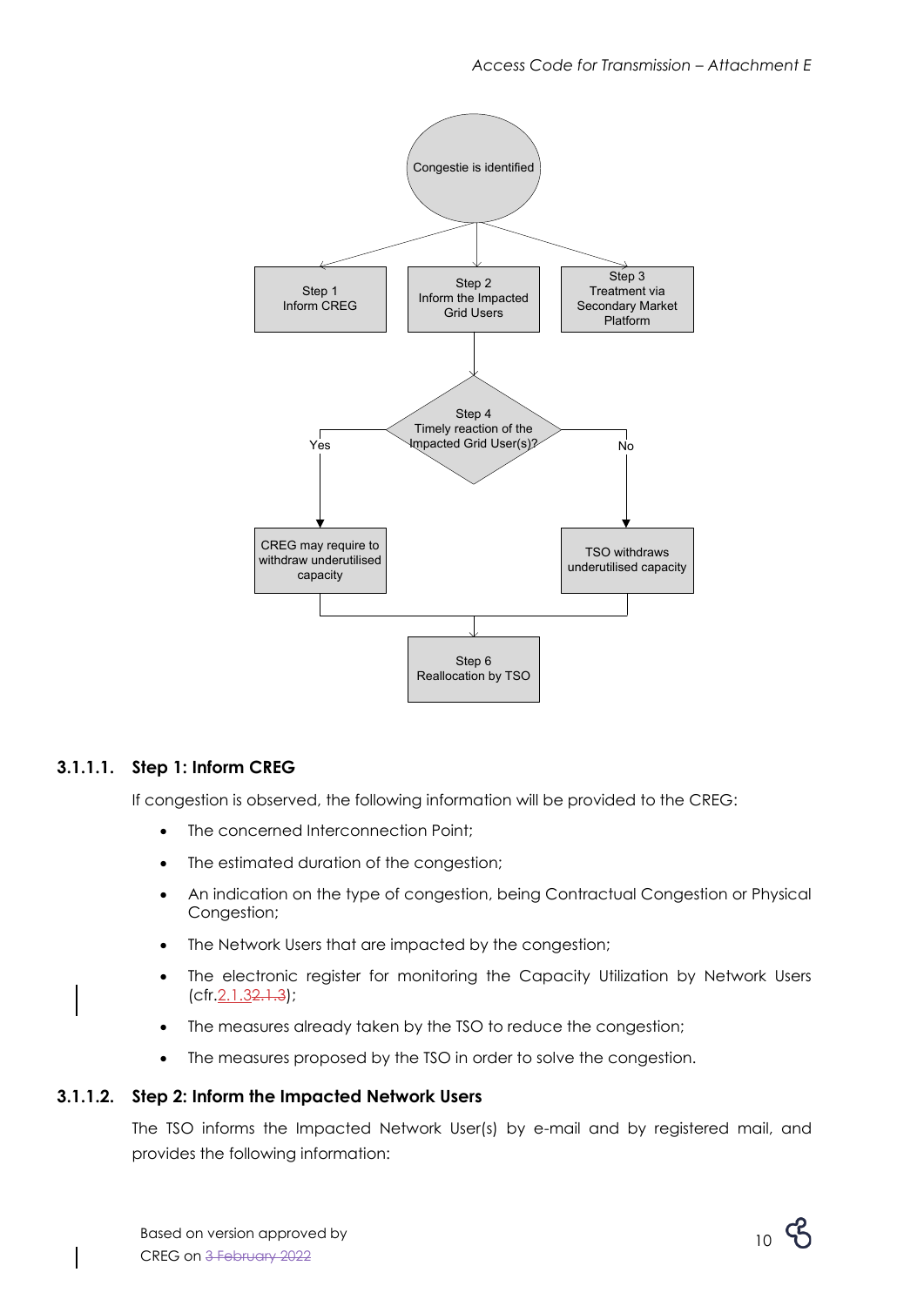Congestie is identified

Step 1
Inform CREG

Step 2
Inform the Impacted Grid Users

Step 3
Treatment via Secondary Market Platform

Step 4
Timely reaction of the Impacted Grid User(s)?

Yes

No

CREG may require to withdraw underutilised capacity

TSO withdraws underutilised capacity

Step 6
Reallocation by TSO

#### 3.1.1.1. Step 1: Inform CREG

If congestion is observed, the following information will be provided to the CREG:

- The concerned Interconnection Point;
- The estimated duration of the congestion;
- An indication on the type of congestion, being Contractual Congestion or Physical Congestion;
- The Network Users that are impacted by the congestion;
- The electronic register for monitoring the Capacity Utilization by Network Users (cfr.2.1.3~~2.1.3~~);
- The measures already taken by the TSO to reduce the congestion;
- The measures proposed by the TSO in order to solve the congestion.

#### 3.1.1.2. Step 2: Inform the Impacted Network Users

The TSO informs the Impacted Network User(s) by e-mail and by registered mail, and provides the following information: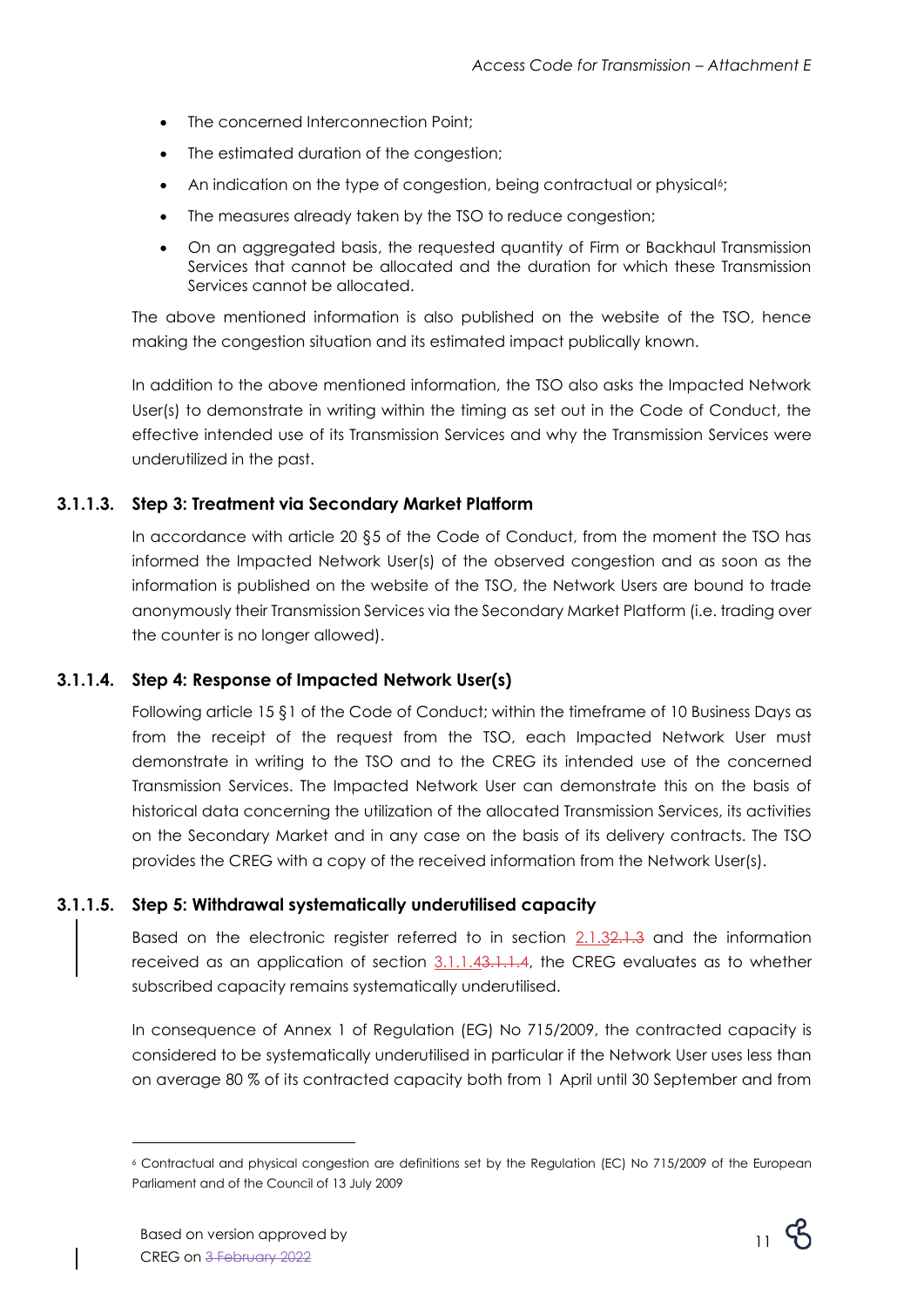- The concerned Interconnection Point;
- The estimated duration of the congestion;
- An indication on the type of congestion, being contractual or physical[6];
- The measures already taken by the TSO to reduce congestion;
- On an aggregated basis, the requested quantity of Firm or Backhaul Transmission Services that cannot be allocated and the duration for which these Transmission Services cannot be allocated.

The above mentioned information is also published on the website of the TSO, hence making the congestion situation and its estimated impact publically known.

In addition to the above mentioned information, the TSO also asks the Impacted Network User(s) to demonstrate in writing within the timing as set out in the Code of Conduct, the effective intended use of its Transmission Services and why the Transmission Services were underutilized in the past.

#### 3.1.1.3. Step 3: Treatment via Secondary Market Platform

In accordance with article 20 §5 of the Code of Conduct, from the moment the TSO has informed the Impacted Network User(s) of the observed congestion and as soon as the information is published on the website of the TSO, the Network Users are bound to trade anonymously their Transmission Services via the Secondary Market Platform (i.e. trading over the counter is no longer allowed).

#### 3.1.1.4. Step 4: Response of Impacted Network User(s)

Following article 15 §1 of the Code of Conduct; within the timeframe of 10 Business Days as from the receipt of the request from the TSO, each Impacted Network User must demonstrate in writing to the TSO and to the CREG its intended use of the concerned Transmission Services. The Impacted Network User can demonstrate this on the basis of historical data concerning the utilization of the allocated Transmission Services, its activities on the Secondary Market and in any case on the basis of its delivery contracts. The TSO provides the CREG with a copy of the received information from the Network User(s).

#### 3.1.1.5. Step 5: Withdrawal systematically underutilised capacity

Based on the electronic register referred to in section 2.1.3~~2.1.3~~ and the information received as an application of section 3.1.1.4~~3.1.1.4~~, the CREG evaluates as to whether subscribed capacity remains systematically underutilised.

In consequence of Annex 1 of Regulation (EG) No 715/2009, the contracted capacity is considered to be systematically underutilised in particular if the Network User uses less than on average 80 % of its contracted capacity both from 1 April until 30 September and from

[6] Contractual and physical congestion are definitions set by the Regulation (EC) No 715/2009 of the European Parliament and of the Council of 13 July 2009

Based on version approved by CREG on ~~3 February 2022~~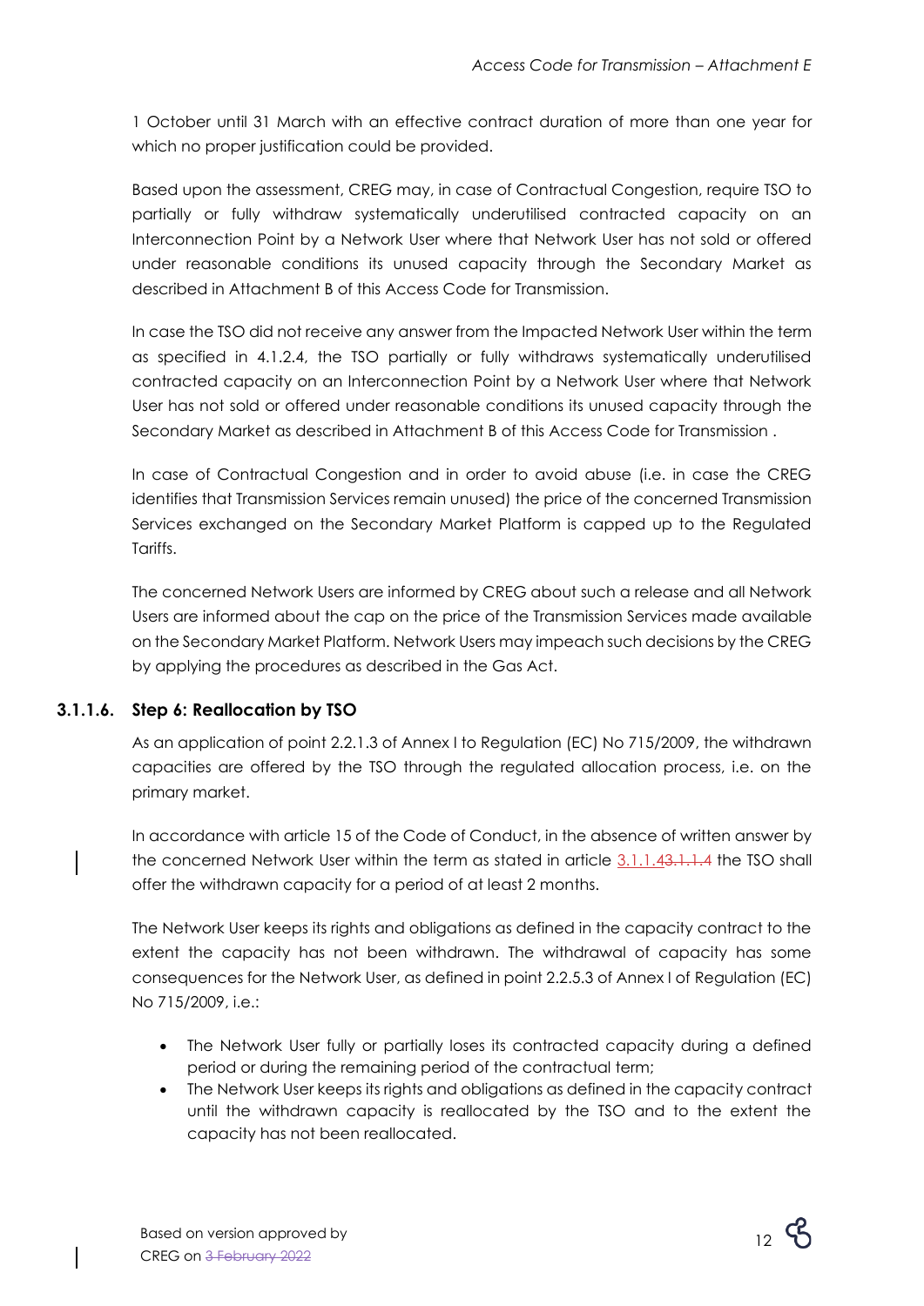1 October until 31 March with an effective contract duration of more than one year for which no proper justification could be provided.

Based upon the assessment, CREG may, in case of Contractual Congestion, require TSO to partially or fully withdraw systematically underutilised contracted capacity on an Interconnection Point by a Network User where that Network User has not sold or offered under reasonable conditions its unused capacity through the Secondary Market as described in Attachment B of this Access Code for Transmission.

In case the TSO did not receive any answer from the Impacted Network User within the term as specified in 4.1.2.4, the TSO partially or fully withdraws systematically underutilised contracted capacity on an Interconnection Point by a Network User where that Network User has not sold or offered under reasonable conditions its unused capacity through the Secondary Market as described in Attachment B of this Access Code for Transmission .

In case of Contractual Congestion and in order to avoid abuse (i.e. in case the CREG identifies that Transmission Services remain unused) the price of the concerned Transmission Services exchanged on the Secondary Market Platform is capped up to the Regulated Tariffs.

The concerned Network Users are informed by CREG about such a release and all Network Users are informed about the cap on the price of the Transmission Services made available on the Secondary Market Platform. Network Users may impeach such decisions by the CREG by applying the procedures as described in the Gas Act.

### 3.1.1.6. Step 6: Reallocation by TSO

As an application of point 2.2.1.3 of Annex I to Regulation (EC) No 715/2009, the withdrawn capacities are offered by the TSO through the regulated allocation process, i.e. on the primary market.

In accordance with article 15 of the Code of Conduct, in the absence of written answer by the concerned Network User within the term as stated in article 3.1.1.4~~3.1.1.4~~ the TSO shall offer the withdrawn capacity for a period of at least 2 months.

The Network User keeps its rights and obligations as defined in the capacity contract to the extent the capacity has not been withdrawn. The withdrawal of capacity has some consequences for the Network User, as defined in point 2.2.5.3 of Annex I of Regulation (EC) No 715/2009, i.e.:

- The Network User fully or partially loses its contracted capacity during a defined period or during the remaining period of the contractual term;
- The Network User keeps its rights and obligations as defined in the capacity contract until the withdrawn capacity is reallocated by the TSO and to the extent the capacity has not been reallocated.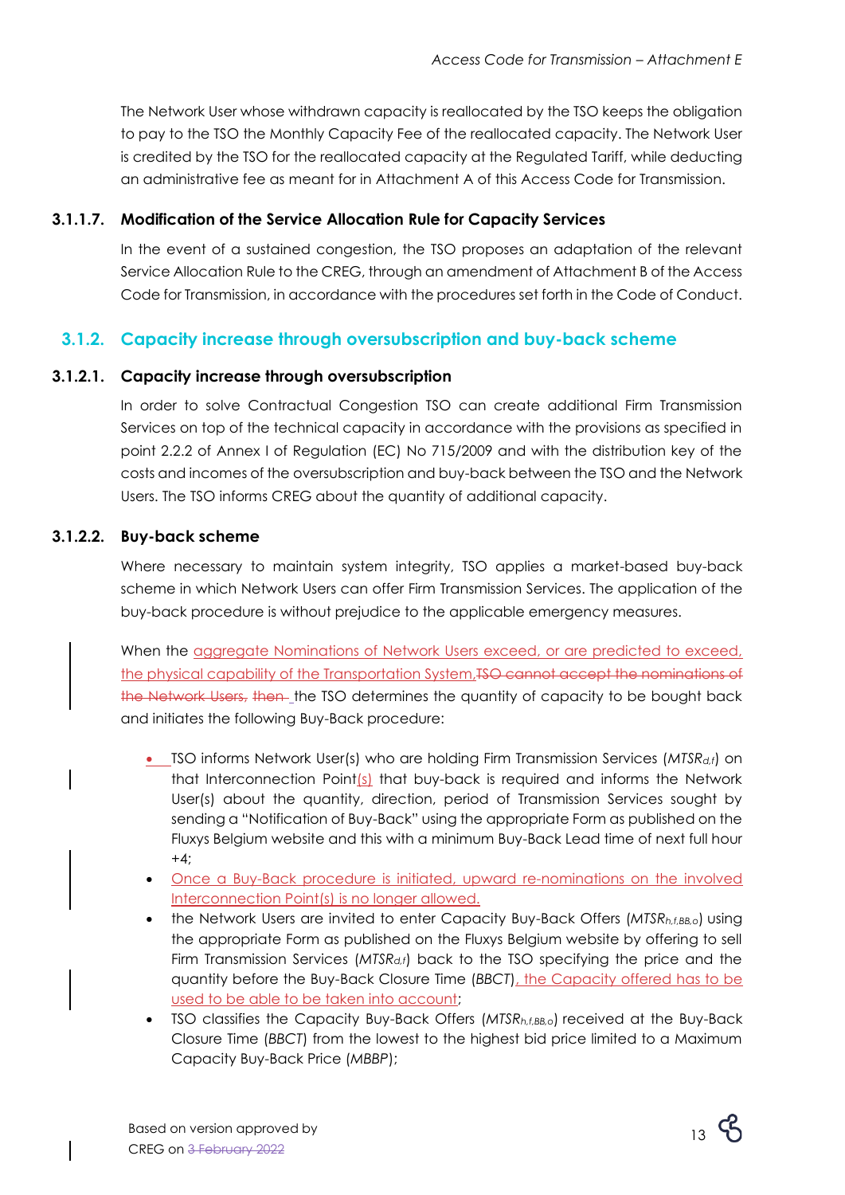The Network User whose withdrawn capacity is reallocated by the TSO keeps the obligation to pay to the TSO the Monthly Capacity Fee of the reallocated capacity. The Network User is credited by the TSO for the reallocated capacity at the Regulated Tariff, while deducting an administrative fee as meant for in Attachment A of this Access Code for Transmission.

#### 3.1.1.7. Modification of the Service Allocation Rule for Capacity Services

In the event of a sustained congestion, the TSO proposes an adaptation of the relevant Service Allocation Rule to the CREG, through an amendment of Attachment B of the Access Code for Transmission, in accordance with the procedures set forth in the Code of Conduct.

### 3.1.2. Capacity increase through oversubscription and buy-back scheme

#### 3.1.2.1. Capacity increase through oversubscription

In order to solve Contractual Congestion TSO can create additional Firm Transmission Services on top of the technical capacity in accordance with the provisions as specified in point 2.2.2 of Annex I of Regulation (EC) No 715/2009 and with the distribution key of the costs and incomes of the oversubscription and buy-back between the TSO and the Network Users. The TSO informs CREG about the quantity of additional capacity.

#### 3.1.2.2. Buy-back scheme

Where necessary to maintain system integrity, TSO applies a market-based buy-back scheme in which Network Users can offer Firm Transmission Services. The application of the buy-back procedure is without prejudice to the applicable emergency measures.

When the aggregate Nominations of Network Users exceed, or are predicted to exceed, the physical capability of the Transportation System,~~TSO cannot accept the nominations of the Network Users, then~~ the TSO determines the quantity of capacity to be bought back and initiates the following Buy-Back procedure:

- TSO informs Network User(s) who are holding Firm Transmission Services (*$MTSR_{d,f}$*) on that Interconnection Point(s) that buy-back is required and informs the Network User(s) about the quantity, direction, period of Transmission Services sought by sending a "Notification of Buy-Back" using the appropriate Form as published on the Fluxys Belgium website and this with a minimum Buy-Back Lead time of next full hour +4;
- Once a Buy-Back procedure is initiated, upward re-nominations on the involved Interconnection Point(s) is no longer allowed.
- the Network Users are invited to enter Capacity Buy-Back Offers (*$MTSR_{h,f,BB,o}$*) using the appropriate Form as published on the Fluxys Belgium website by offering to sell Firm Transmission Services (*$MTSR_{d,f}$*) back to the TSO specifying the price and the quantity before the Buy-Back Closure Time (*BBCT*), the Capacity offered has to be used to be able to be taken into account;
- TSO classifies the Capacity Buy-Back Offers (*$MTSR_{h,f,BB,o}$*) received at the Buy-Back Closure Time (*BBCT*) from the lowest to the highest bid price limited to a Maximum Capacity Buy-Back Price (*MBBP*);

Based on version approved by CREG on ~~3 February 2022~~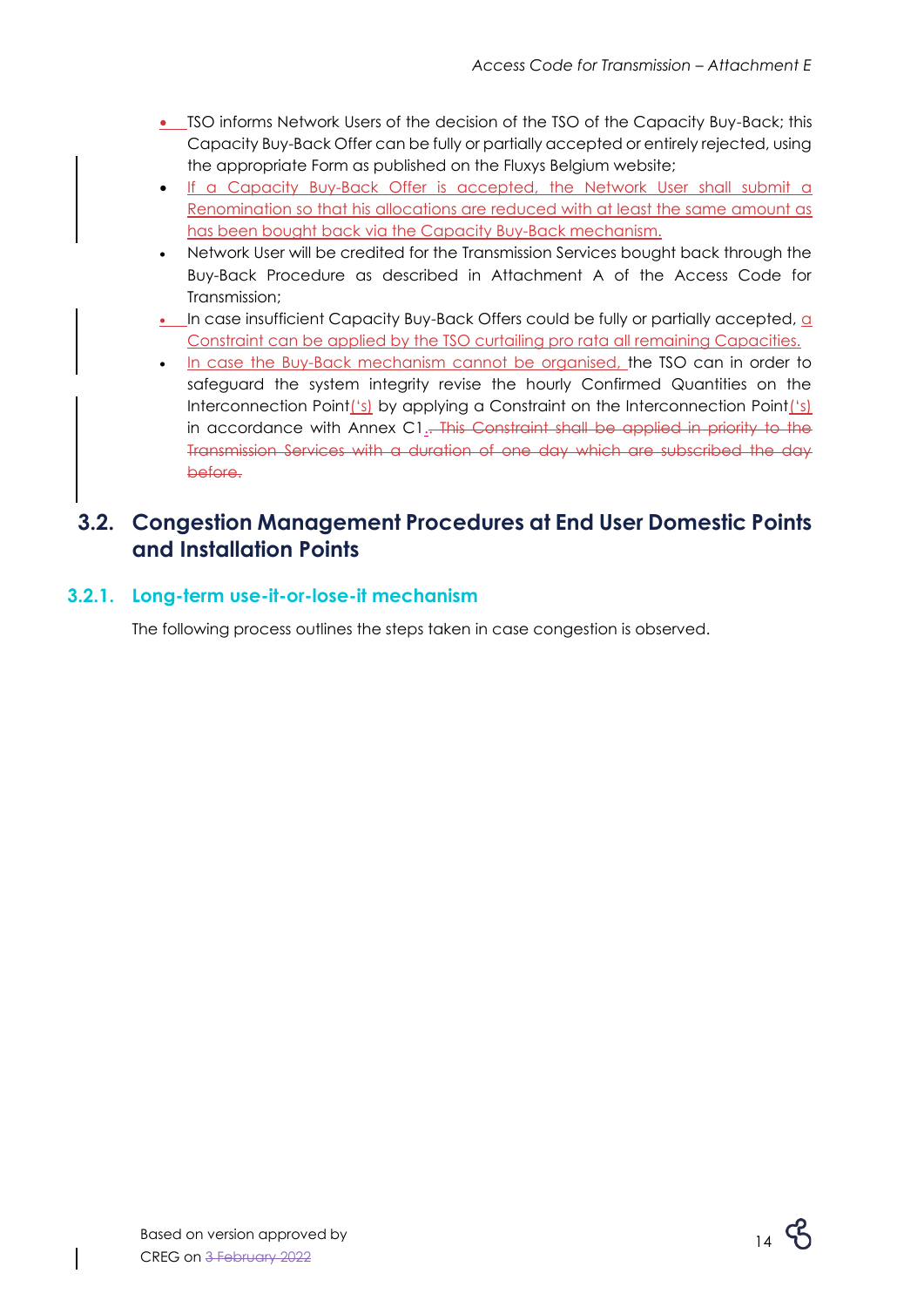- TSO informs Network Users of the decision of the TSO of the Capacity Buy-Back; this Capacity Buy-Back Offer can be fully or partially accepted or entirely rejected, using the appropriate Form as published on the Fluxys Belgium website;
- If a Capacity Buy-Back Offer is accepted, the Network User shall submit a Renomination so that his allocations are reduced with at least the same amount as has been bought back via the Capacity Buy-Back mechanism.
- Network User will be credited for the Transmission Services bought back through the Buy-Back Procedure as described in Attachment A of the Access Code for Transmission;
- In case insufficient Capacity Buy-Back Offers could be fully or partially accepted, a Constraint can be applied by the TSO curtailing pro rata all remaining Capacities.
- In case the Buy-Back mechanism cannot be organised, the TSO can in order to safeguard the system integrity revise the hourly Confirmed Quantities on the Interconnection Point('s) by applying a Constraint on the Interconnection Point('s) in accordance with Annex C1.. ~~This Constraint shall be applied in priority to the Transmission Services with a duration of one day which are subscribed the day before.~~

## 3.2. Congestion Management Procedures at End User Domestic Points and Installation Points

### 3.2.1. Long-term use-it-or-lose-it mechanism

The following process outlines the steps taken in case congestion is observed.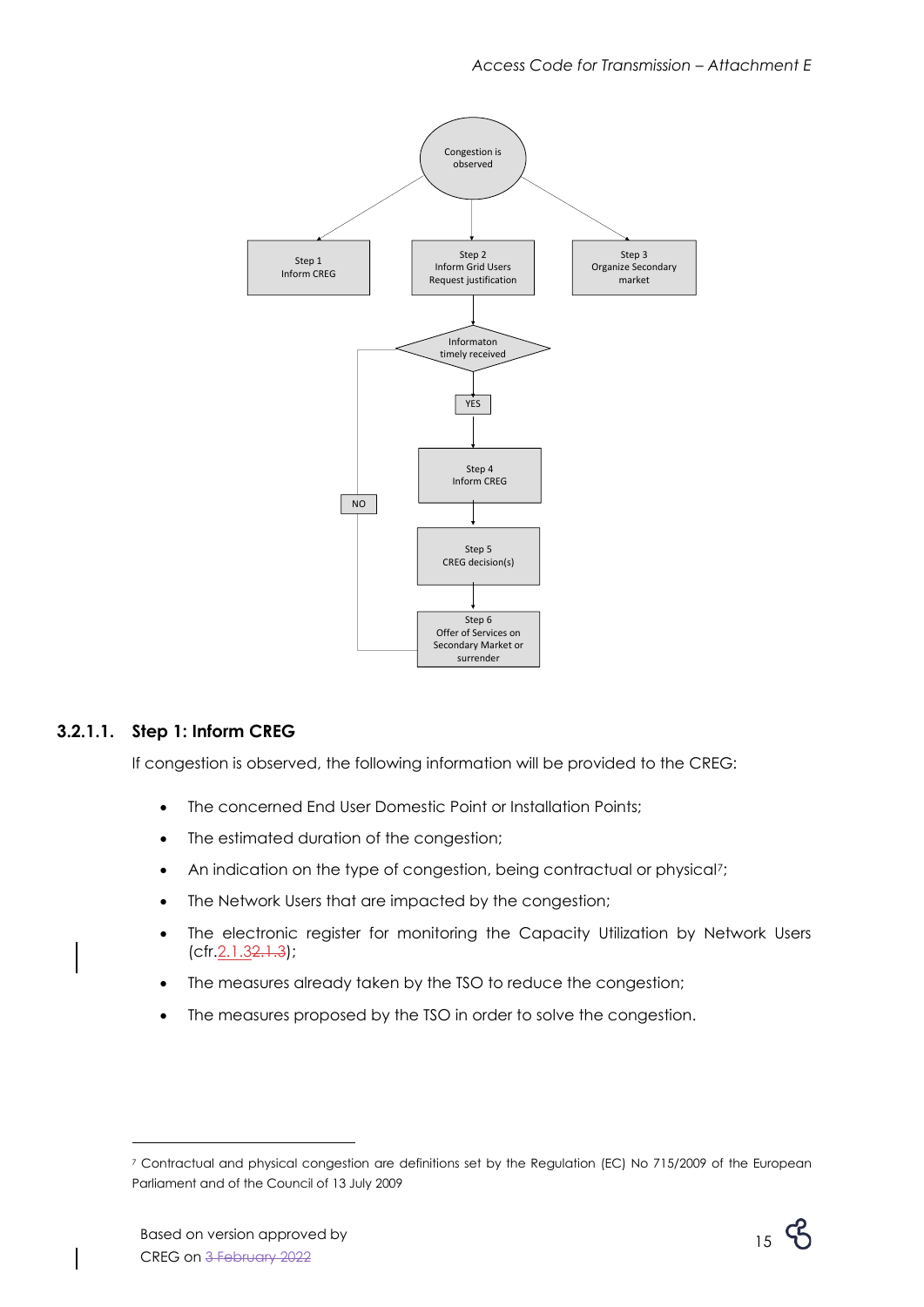Congestion is observed

Step 1
Inform CREG

Step 2
Inform Grid Users
Request justification

Step 3
Organize Secondary market

Informaton timely received

YES

NO

Step 4
Inform CREG

Step 5
CREG decision(s)

Step 6
Offer of Services on Secondary Market or surrender

#### 3.2.1.1. Step 1: Inform CREG

If congestion is observed, the following information will be provided to the CREG:

- The concerned End User Domestic Point or Installation Points;
- The estimated duration of the congestion;
- An indication on the type of congestion, being contractual or physical[7];
- The Network Users that are impacted by the congestion;
- The electronic register for monitoring the Capacity Utilization by Network Users (cfr.2.1.32.1.3);
- The measures already taken by the TSO to reduce the congestion;
- The measures proposed by the TSO in order to solve the congestion.

[7] Contractual and physical congestion are definitions set by the Regulation (EC) No 715/2009 of the European Parliament and of the Council of 13 July 2009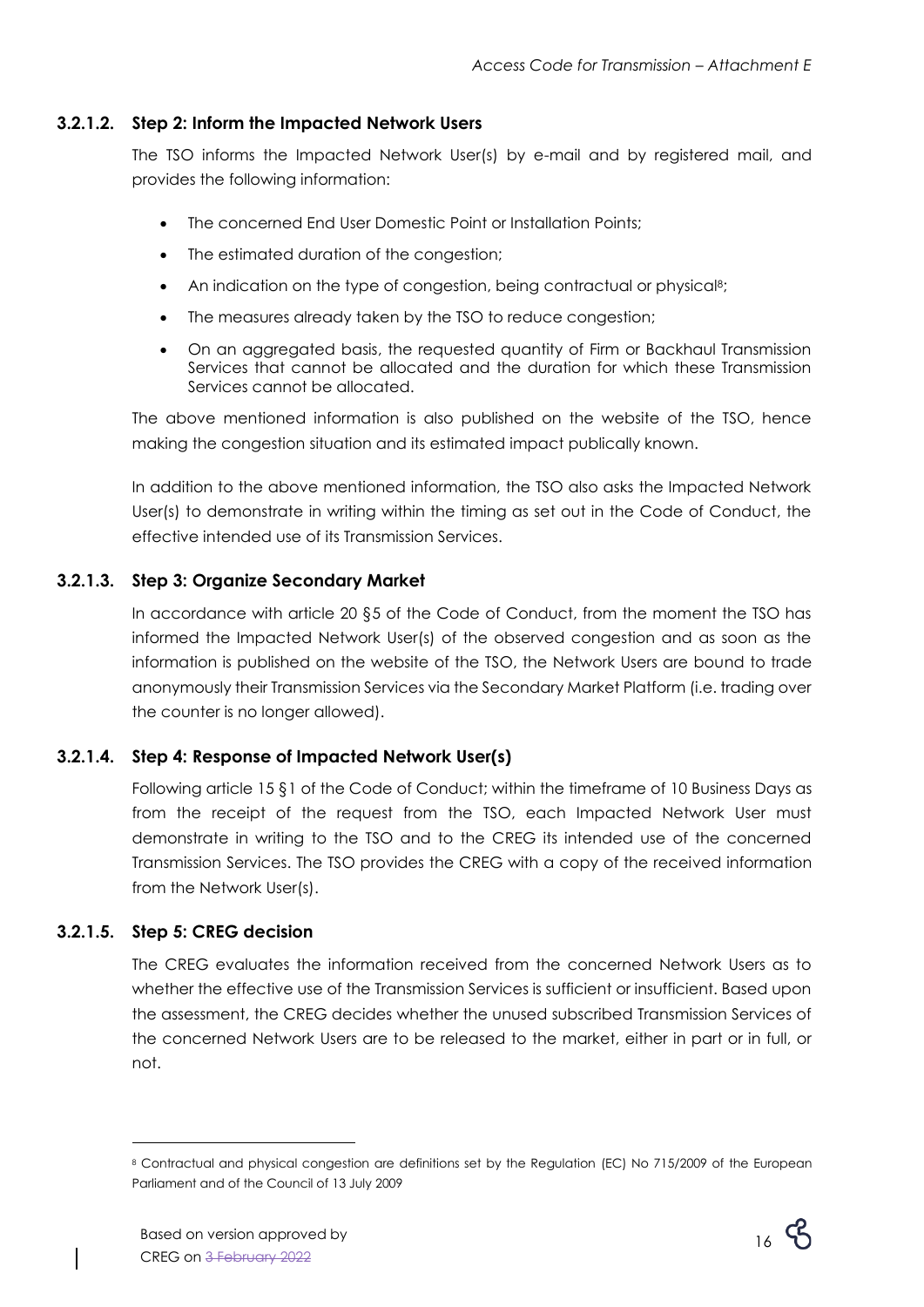#### 3.2.1.2. Step 2: Inform the Impacted Network Users

The TSO informs the Impacted Network User(s) by e-mail and by registered mail, and provides the following information:

- The concerned End User Domestic Point or Installation Points;
- The estimated duration of the congestion;
- An indication on the type of congestion, being contractual or physical[8];
- The measures already taken by the TSO to reduce congestion;
- On an aggregated basis, the requested quantity of Firm or Backhaul Transmission Services that cannot be allocated and the duration for which these Transmission Services cannot be allocated.

The above mentioned information is also published on the website of the TSO, hence making the congestion situation and its estimated impact publically known.

In addition to the above mentioned information, the TSO also asks the Impacted Network User(s) to demonstrate in writing within the timing as set out in the Code of Conduct, the effective intended use of its Transmission Services.

#### 3.2.1.3. Step 3: Organize Secondary Market

In accordance with article 20 §5 of the Code of Conduct, from the moment the TSO has informed the Impacted Network User(s) of the observed congestion and as soon as the information is published on the website of the TSO, the Network Users are bound to trade anonymously their Transmission Services via the Secondary Market Platform (i.e. trading over the counter is no longer allowed).

#### 3.2.1.4. Step 4: Response of Impacted Network User(s)

Following article 15 §1 of the Code of Conduct; within the timeframe of 10 Business Days as from the receipt of the request from the TSO, each Impacted Network User must demonstrate in writing to the TSO and to the CREG its intended use of the concerned Transmission Services. The TSO provides the CREG with a copy of the received information from the Network User(s).

#### 3.2.1.5. Step 5: CREG decision

The CREG evaluates the information received from the concerned Network Users as to whether the effective use of the Transmission Services is sufficient or insufficient. Based upon the assessment, the CREG decides whether the unused subscribed Transmission Services of the concerned Network Users are to be released to the market, either in part or in full, or not.

---

[8] Contractual and physical congestion are definitions set by the Regulation (EC) No 715/2009 of the European Parliament and of the Council of 13 July 2009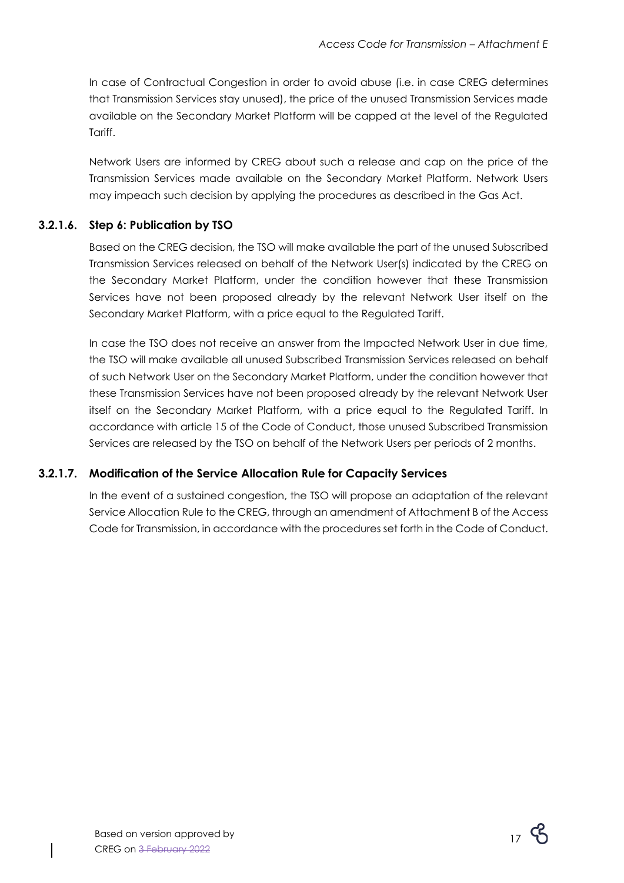In case of Contractual Congestion in order to avoid abuse (i.e. in case CREG determines that Transmission Services stay unused), the price of the unused Transmission Services made available on the Secondary Market Platform will be capped at the level of the Regulated Tariff.

Network Users are informed by CREG about such a release and cap on the price of the Transmission Services made available on the Secondary Market Platform. Network Users may impeach such decision by applying the procedures as described in the Gas Act.

#### 3.2.1.6. Step 6: Publication by TSO

Based on the CREG decision, the TSO will make available the part of the unused Subscribed Transmission Services released on behalf of the Network User(s) indicated by the CREG on the Secondary Market Platform, under the condition however that these Transmission Services have not been proposed already by the relevant Network User itself on the Secondary Market Platform, with a price equal to the Regulated Tariff.

In case the TSO does not receive an answer from the Impacted Network User in due time, the TSO will make available all unused Subscribed Transmission Services released on behalf of such Network User on the Secondary Market Platform, under the condition however that these Transmission Services have not been proposed already by the relevant Network User itself on the Secondary Market Platform, with a price equal to the Regulated Tariff. In accordance with article 15 of the Code of Conduct, those unused Subscribed Transmission Services are released by the TSO on behalf of the Network Users per periods of 2 months.

#### 3.2.1.7. Modification of the Service Allocation Rule for Capacity Services

In the event of a sustained congestion, the TSO will propose an adaptation of the relevant Service Allocation Rule to the CREG, through an amendment of Attachment B of the Access Code for Transmission, in accordance with the procedures set forth in the Code of Conduct.